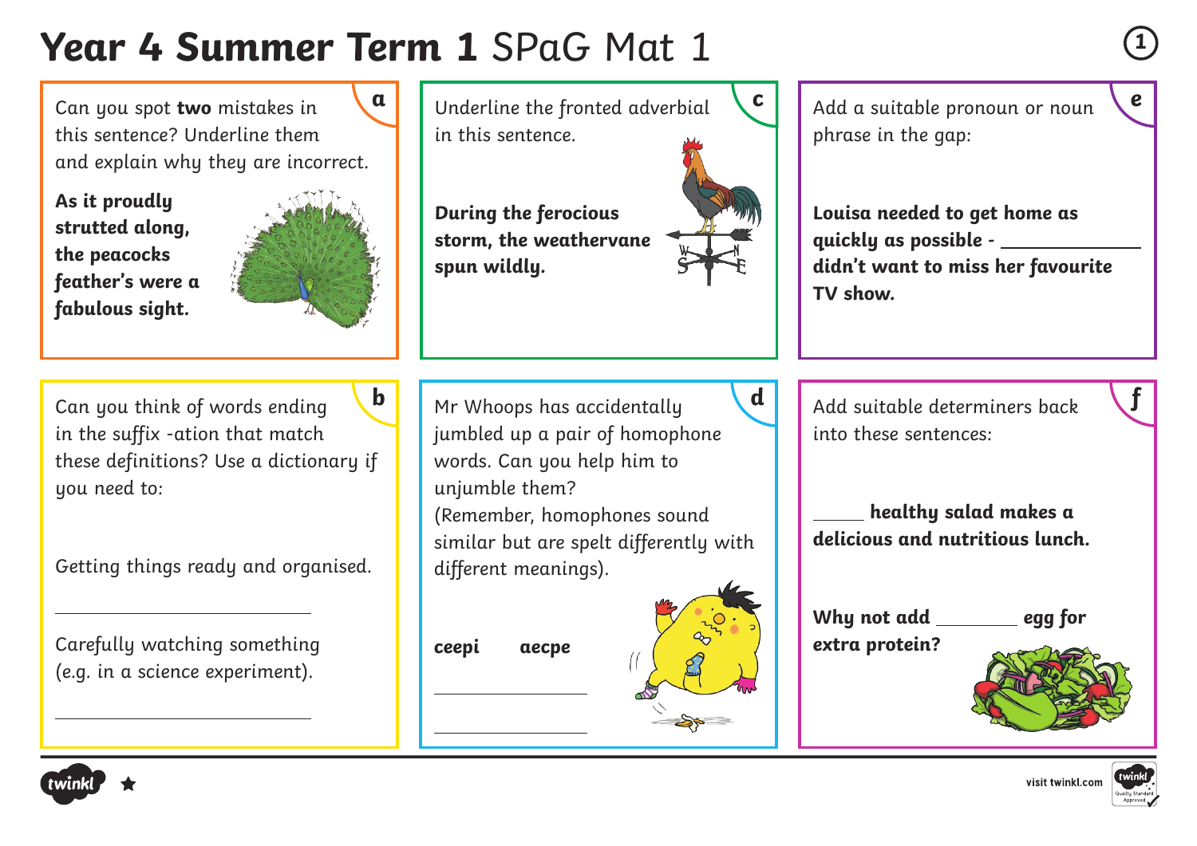# **Year 4 Summer Term 1** SPaG Mat 1

## a

Can you spot **two** mistakes in this sentence? Underline them and explain why they are incorrect.

***As it proudly strutted along, the peacocks feather's were a fabulous sight.***

## b

Can you think of words ending in the suffix -ation that match these definitions? Use a dictionary if you need to:

Getting things ready and organised.

_______________________

Carefully watching something (e.g. in a science experiment).

_______________________

## c

Underline the fronted adverbial in this sentence.

***During the ferocious storm, the weathervane spun wildly.***

## d

Mr Whoops has accidentally jumbled up a pair of homophone words. Can you help him to unjumble them? (Remember, homophones sound similar but are spelt differently with different meanings).

**ceepi** **aecpe**

_______________

_______________

## e

Add a suitable pronoun or noun phrase in the gap:

***Louisa needed to get home as quickly as possible - ____________ didn't want to miss her favourite TV show.***

## f

Add suitable determiners back into these sentences:

***_____ healthy salad makes a delicious and nutritious lunch.***

***Why not add ________ egg for extra protein?***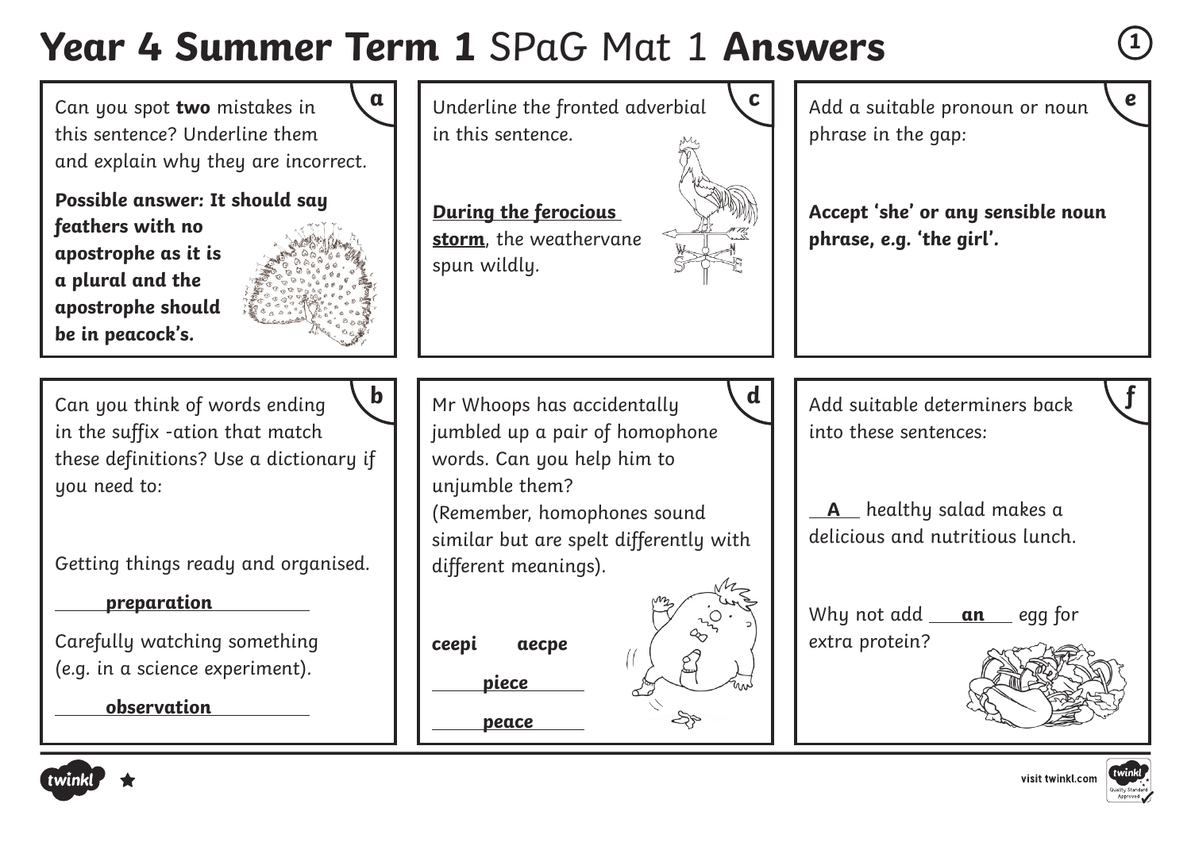# **Year 4 Summer Term 1** SPaG Mat 1 **Answers**

## a

Can you spot **two** mistakes in this sentence? Underline them and explain why they are incorrect.

**Possible answer: It should say feathers with no apostrophe as it is a plural and the apostrophe should be in peacock's.**

## b

Can you think of words ending in the suffix -ation that match these definitions? Use a dictionary if you need to:

Getting things ready and organised.

**preparation**

Carefully watching something (e.g. in a science experiment).

**observation**

## c

Underline the fronted adverbial in this sentence.

**<u>During the ferocious storm</u>**, the weathervane spun wildly.

## d

Mr Whoops has accidentally jumbled up a pair of homophone words. Can you help him to unjumble them?
(Remember, homophones sound similar but are spelt differently with different meanings).

**ceepi** **aecpe**

**piece**

**peace**

## e

Add a suitable pronoun or noun phrase in the gap:

**Accept 'she' or any sensible noun phrase, e.g. 'the girl'.**

## f

Add suitable determiners back into these sentences:

**A** healthy salad makes a delicious and nutritious lunch.

Why not add **an** egg for extra protein?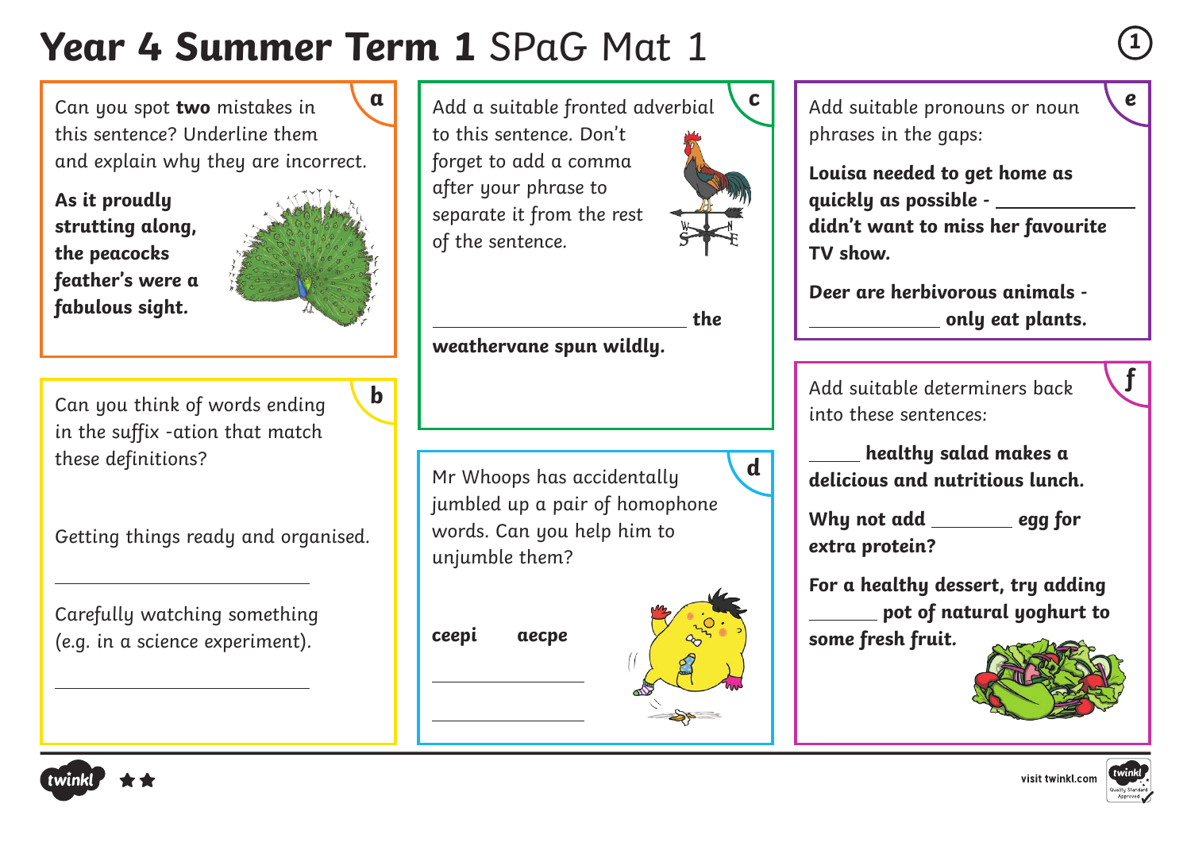# **Year 4 Summer Term 1** SPaG Mat 1

**a**

Can you spot **two** mistakes in this sentence? Underline them and explain why they are incorrect.

**As it proudly strutting along, the peacocks feather's were a fabulous sight.**

**b**

Can you think of words ending in the suffix -ation that match these definitions?

Getting things ready and organised.

______________________

Carefully watching something (e.g. in a science experiment).

______________________

**c**

Add a suitable fronted adverbial to this sentence. Don't forget to add a comma after your phrase to separate it from the rest of the sentence.

______________________ **the weathervane spun wildly.**

**d**

Mr Whoops has accidentally jumbled up a pair of homophone words. Can you help him to unjumble them?

**ceepi** **aecpe**

______________

______________

**e**

Add suitable pronouns or noun phrases in the gaps:

**Louisa needed to get home as quickly as possible - ____________ didn't want to miss her favourite TV show.**

**Deer are herbivorous animals - ____________ only eat plants.**

**f**

Add suitable determiners back into these sentences:

**_____ healthy salad makes a delicious and nutritious lunch.**

**Why not add _______ egg for extra protein?**

**For a healthy dessert, try adding ______ pot of natural yoghurt to some fresh fruit.**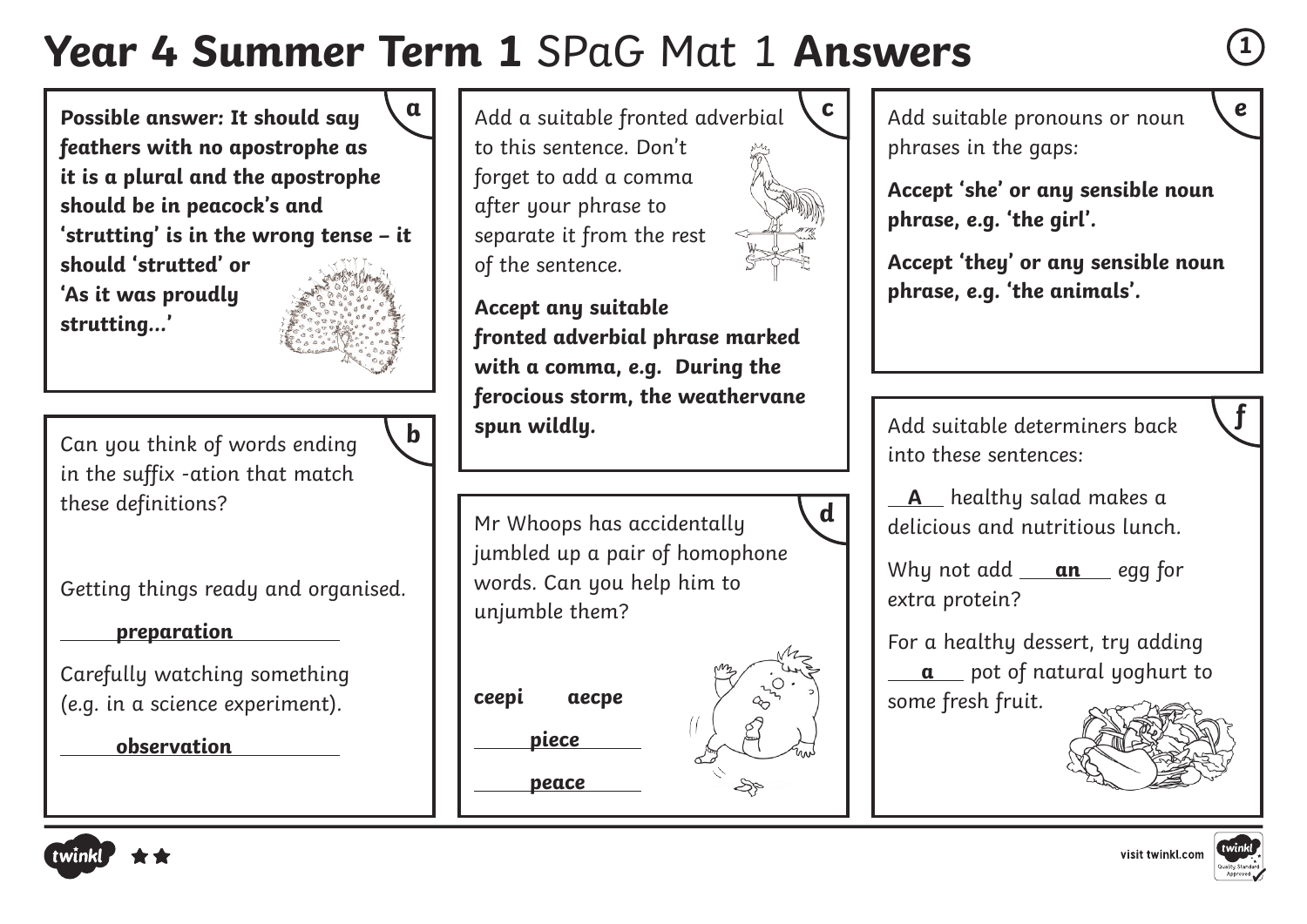# Year 4 Summer Term 1 SPaG Mat 1 Answers

## a

**Possible answer: It should say feathers with no apostrophe as it is a plural and the apostrophe should be in peacock's and 'strutting' is in the wrong tense – it should 'strutted' or 'As it was proudly strutting...'**

## b

Can you think of words ending in the suffix -ation that match these definitions?

Getting things ready and organised.

**preparation**

Carefully watching something (e.g. in a science experiment).

**observation**

## c

Add a suitable fronted adverbial to this sentence. Don't forget to add a comma after your phrase to separate it from the rest of the sentence.

**Accept any suitable fronted adverbial phrase marked with a comma, e.g. During the ferocious storm, the weathervane spun wildly.**

## d

Mr Whoops has accidentally jumbled up a pair of homophone words. Can you help him to unjumble them?

**ceepi** **aecpe**

**piece**

**peace**

## e

Add suitable pronouns or noun phrases in the gaps:

**Accept 'she' or any sensible noun phrase, e.g. 'the girl'.**

**Accept 'they' or any sensible noun phrase, e.g. 'the animals'.**

## f

Add suitable determiners back into these sentences:

**A** healthy salad makes a delicious and nutritious lunch.

Why not add **an** egg for extra protein?

For a healthy dessert, try adding **a** pot of natural yoghurt to some fresh fruit.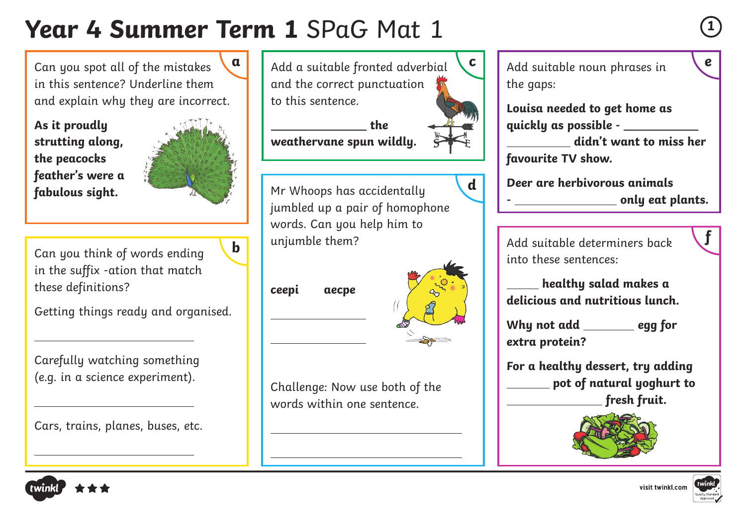# **Year 4 Summer Term 1** SPaG Mat 1

## a

Can you spot all of the mistakes in this sentence? Underline them and explain why they are incorrect.

**As it proudly strutting along, the peacocks feather's were a fabulous sight.**

## b

Can you think of words ending in the suffix -ation that match these definitions?

Getting things ready and organised.

_______________________

Carefully watching something (e.g. in a science experiment).

_______________________

Cars, trains, planes, buses, etc.

_______________________

## c

Add a suitable fronted adverbial and the correct punctuation to this sentence.

**_______________ the weathervane spun wildly.**

## d

Mr Whoops has accidentally jumbled up a pair of homophone words. Can you help him to unjumble them?

**ceepi**   **aecpe**

_______________

_______________

Challenge: Now use both of the words within one sentence.

_______________________________

_______________________________

## e

Add suitable noun phrases in the gaps:

**Louisa needed to get home as quickly as possible - ___________ ___________ didn't want to miss her favourite TV show.**

**Deer are herbivorous animals - _______________ only eat plants.**

## f

Add suitable determiners back into these sentences:

**_____ healthy salad makes a delicious and nutritious lunch.**

**Why not add ________ egg for extra protein?**

**For a healthy dessert, try adding _______ pot of natural yoghurt to ______________ fresh fruit.**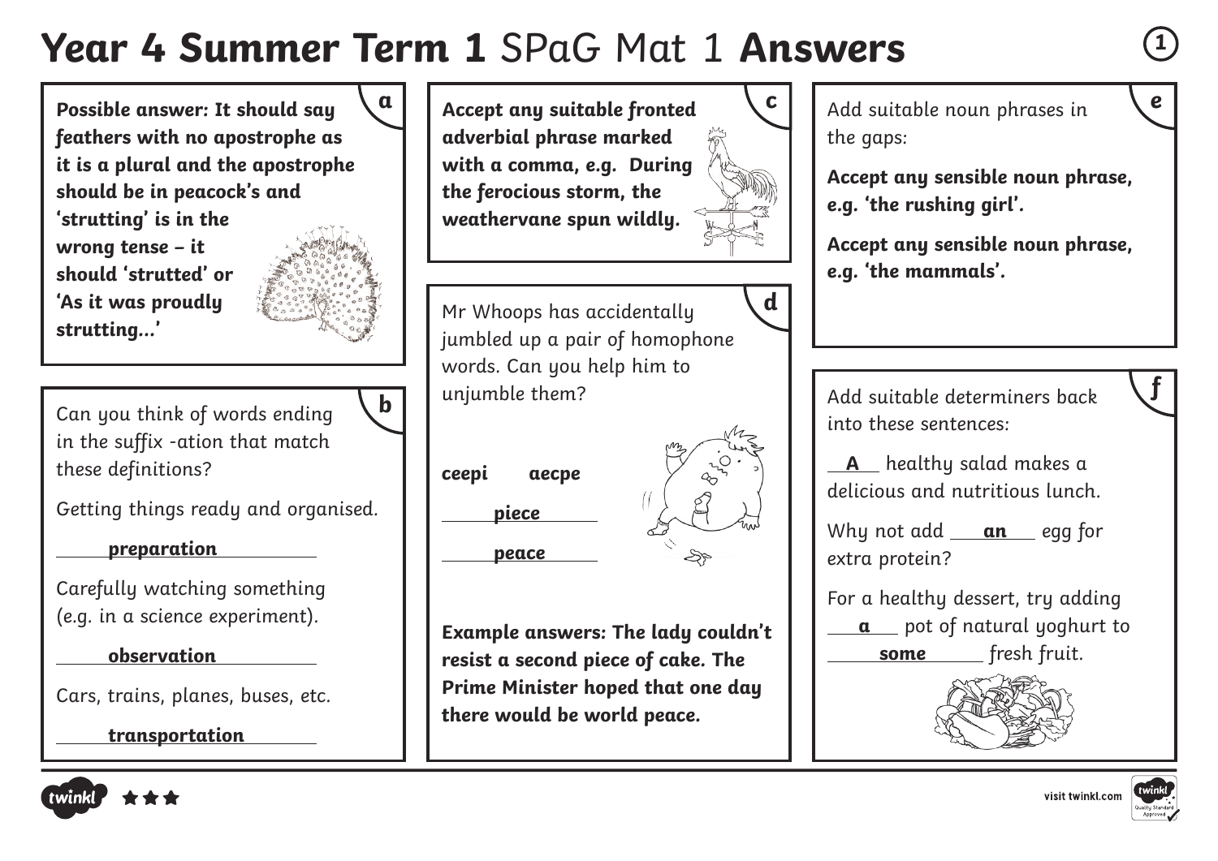# **Year 4 Summer Term 1** SPaG Mat 1 **Answers**

## a

**Possible answer: It should say feathers with no apostrophe as it is a plural and the apostrophe should be in peacock's and 'strutting' is in the wrong tense – it should 'strutted' or 'As it was proudly strutting...'**

## b

Can you think of words ending in the suffix -ation that match these definitions?

Getting things ready and organised.

**preparation**

Carefully watching something (e.g. in a science experiment).

**observation**

Cars, trains, planes, buses, etc.

**transportation**

## c

**Accept any suitable fronted adverbial phrase marked with a comma, e.g. During the ferocious storm, the weathervane spun wildly.**

## d

Mr Whoops has accidentally jumbled up a pair of homophone words. Can you help him to unjumble them?

**ceepi** **aecpe**

**piece**

**peace**

**Example answers: The lady couldn't resist a second piece of cake. The Prime Minister hoped that one day there would be world peace.**

## e

Add suitable noun phrases in the gaps:

**Accept any sensible noun phrase, e.g. 'the rushing girl'.**

**Accept any sensible noun phrase, e.g. 'the mammals'.**

## f

Add suitable determiners back into these sentences:

**A** healthy salad makes a delicious and nutritious lunch.

Why not add **an** egg for extra protein?

For a healthy dessert, try adding **a** pot of natural yoghurt to **some** fresh fruit.